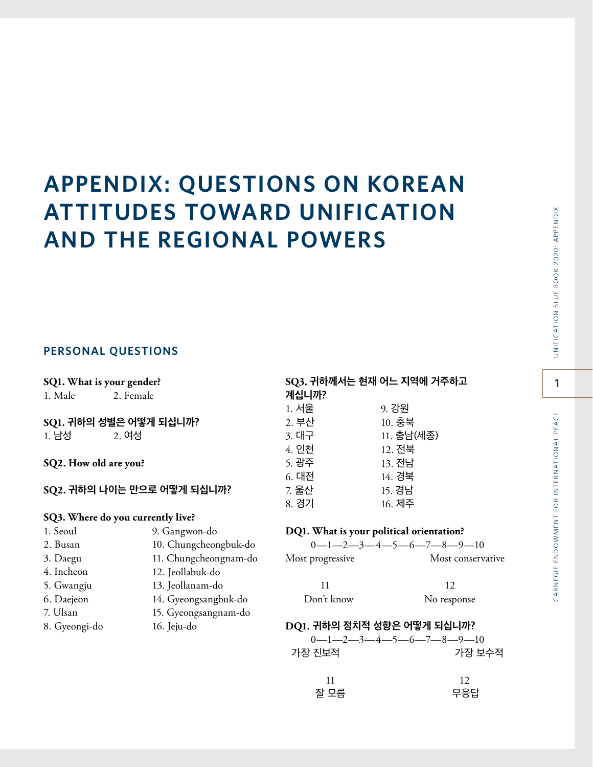# APPENDIX: QUESTIONS ON KOREAN ATTITUDES TOWARD UNIFICATION AND THE REGIONAL POWERS

## PERSONAL QUESTIONS

**SQ1. What is your gender?**

1. Male  2. Female

**SQ1. 귀하의 성별은 어떻게 되십니까?**

1. 남성  2. 여성

**SQ2. How old are you?**

**SQ2. 귀하의 나이는 만으로 어떻게 되십니까?**

**SQ3. Where do you currently live?**

1. Seoul
2. Busan
3. Daegu
4. Incheon
5. Gwangju
6. Daejeon
7. Ulsan
8. Gyeongi-do
9. Gangwon-do
10. Chungcheongbuk-do
11. Chungcheongnam-do
12. Jeollabuk-do
13. Jeollanam-do
14. Gyeongsangbuk-do
15. Gyeongsangnam-do
16. Jeju-do

**SQ3. 귀하께서는 현재 어느 지역에 거주하고 계십니까?**

1. 서울
2. 부산
3. 대구
4. 인천
5. 광주
6. 대전
7. 울산
8. 경기
9. 강원
10. 충북
11. 충남(세종)
12. 전북
13. 전남
14. 경북
15. 경남
16. 제주

**DQ1. What is your political orientation?**

0—1—2—3—4—5—6—7—8—9—10

Most progressive  Most conservative

11 Don't know  12 No response

**DQ1. 귀하의 정치적 성향은 어떻게 되십니까?**

0—1—2—3—4—5—6—7—8—9—10

가장 진보적  가장 보수적

11 잘 모름  12 무응답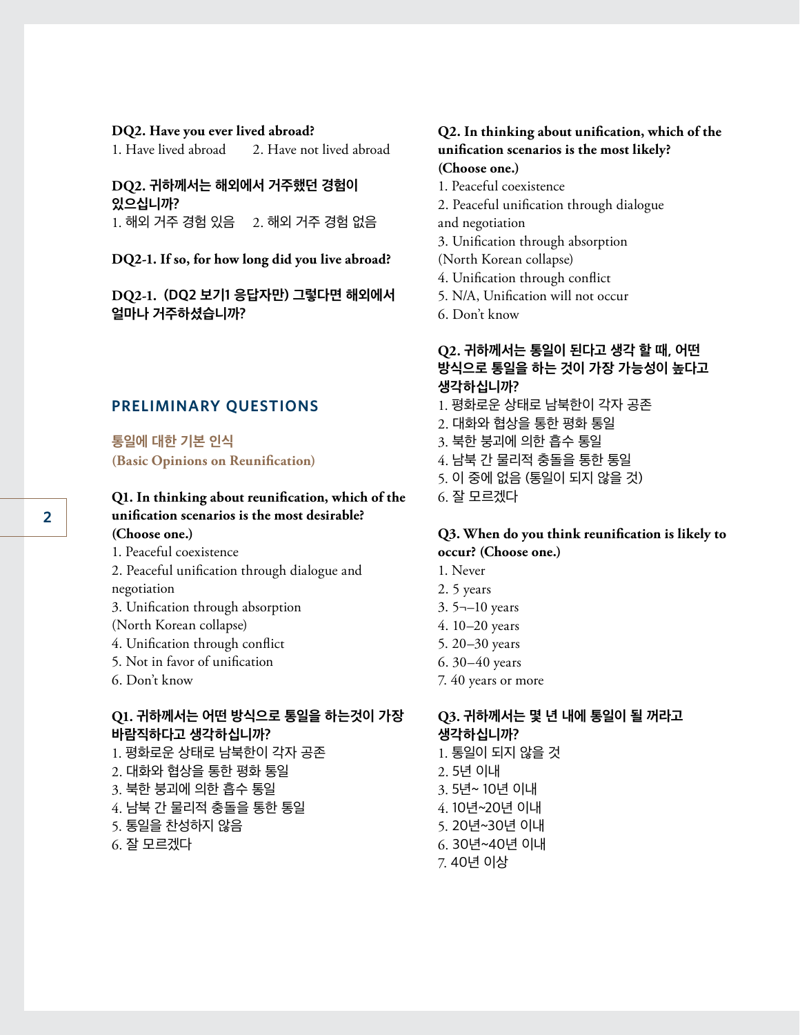**DQ2. Have you ever lived abroad?**

1. Have lived abroad    2. Have not lived abroad

**DQ2. 귀하께서는 해외에서 거주했던 경험이 있으십니까?**

1. 해외 거주 경험 있음    2. 해외 거주 경험 없음

**DQ2-1. If so, for how long did you live abroad?**

**DQ2-1. (DQ2 보기1 응답자만) 그렇다면 해외에서 얼마나 거주하셨습니까?**

## PRELIMINARY QUESTIONS

### 통일에 대한 기본 인식 (Basic Opinions on Reunification)

**Q1. In thinking about reunification, which of the unification scenarios is the most desirable? (Choose one.)**

1. Peaceful coexistence
2. Peaceful unification through dialogue and negotiation
3. Unification through absorption (North Korean collapse)
4. Unification through conflict
5. Not in favor of unification
6. Don't know

**Q1. 귀하께서는 어떤 방식으로 통일을 하는것이 가장 바람직하다고 생각하십니까?**

1. 평화로운 상태로 남북한이 각자 공존
2. 대화와 협상을 통한 평화 통일
3. 북한 붕괴에 의한 흡수 통일
4. 남북 간 물리적 충돌을 통한 통일
5. 통일을 찬성하지 않음
6. 잘 모르겠다

**Q2. In thinking about unification, which of the unification scenarios is the most likely? (Choose one.)**

1. Peaceful coexistence
2. Peaceful unification through dialogue and negotiation
3. Unification through absorption (North Korean collapse)
4. Unification through conflict
5. N/A, Unification will not occur
6. Don't know

**Q2. 귀하께서는 통일이 된다고 생각 할 때, 어떤 방식으로 통일을 하는 것이 가장 가능성이 높다고 생각하십니까?**

1. 평화로운 상태로 남북한이 각자 공존
2. 대화와 협상을 통한 평화 통일
3. 북한 붕괴에 의한 흡수 통일
4. 남북 간 물리적 충돌을 통한 통일
5. 이 중에 없음 (통일이 되지 않을 것)
6. 잘 모르겠다

**Q3. When do you think reunification is likely to occur? (Choose one.)**

1. Never
2. 5 years
3. 5¬–10 years
4. 10–20 years
5. 20–30 years
6. 30–40 years
7. 40 years or more

**Q3. 귀하께서는 몇 년 내에 통일이 될 꺼라고 생각하십니까?**

1. 통일이 되지 않을 것
2. 5년 이내
3. 5년~ 10년 이내
4. 10년~20년 이내
5. 20년~30년 이내
6. 30년~40년 이내
7. 40년 이상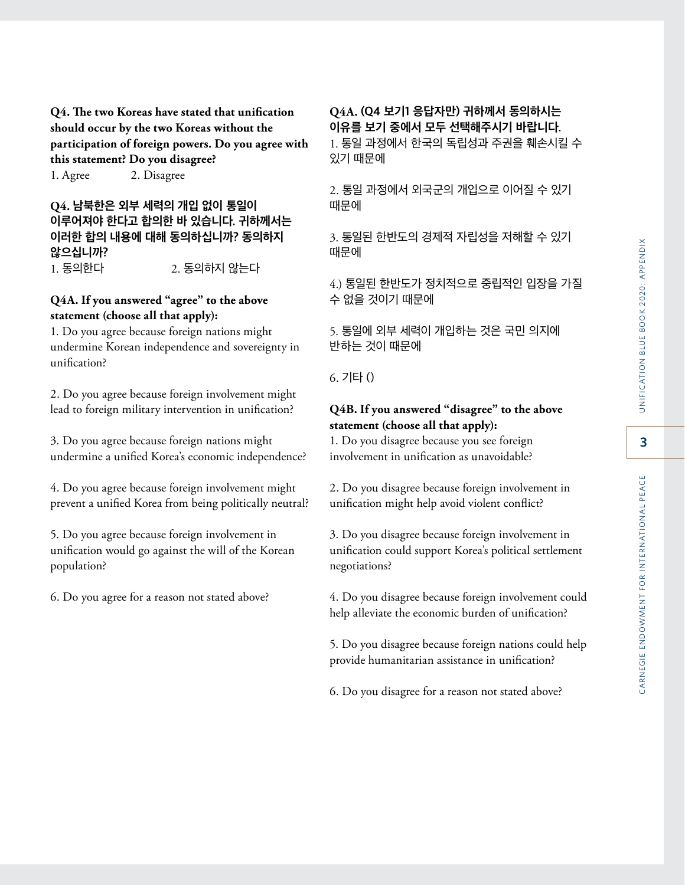**Q4. The two Koreas have stated that unification should occur by the two Koreas without the participation of foreign powers. Do you agree with this statement? Do you disagree?**

1. Agree  2. Disagree

**Q4. 남북한은 외부 세력의 개입 없이 통일이 이루어져야 한다고 합의한 바 있습니다. 귀하께서는 이러한 합의 내용에 대해 동의하십니까? 동의하지 않으십니까?**

1. 동의한다  2. 동의하지 않는다

**Q4A. If you answered "agree" to the above statement (choose all that apply):**

1. Do you agree because foreign nations might undermine Korean independence and sovereignty in unification?

2. Do you agree because foreign involvement might lead to foreign military intervention in unification?

3. Do you agree because foreign nations might undermine a unified Korea's economic independence?

4. Do you agree because foreign involvement might prevent a unified Korea from being politically neutral?

5. Do you agree because foreign involvement in unification would go against the will of the Korean population?

6. Do you agree for a reason not stated above?

**Q4A. (Q4 보기1 응답자만) 귀하께서 동의하시는 이유를 보기 중에서 모두 선택해주시기 바랍니다.**

1. 통일 과정에서 한국의 독립성과 주권을 훼손시킬 수 있기 때문에

2. 통일 과정에서 외국군의 개입으로 이어질 수 있기 때문에

3. 통일된 한반도의 경제적 자립성을 저해할 수 있기 때문에

4.) 통일된 한반도가 정치적으로 중립적인 입장을 가질 수 없을 것이기 때문에

5. 통일에 외부 세력이 개입하는 것은 국민 의지에 반하는 것이 때문에

6. 기타 ()

**Q4B. If you answered "disagree" to the above statement (choose all that apply):**

1. Do you disagree because you see foreign involvement in unification as unavoidable?

2. Do you disagree because foreign involvement in unification might help avoid violent conflict?

3. Do you disagree because foreign involvement in unification could support Korea's political settlement negotiations?

4. Do you disagree because foreign involvement could help alleviate the economic burden of unification?

5. Do you disagree because foreign nations could help provide humanitarian assistance in unification?

6. Do you disagree for a reason not stated above?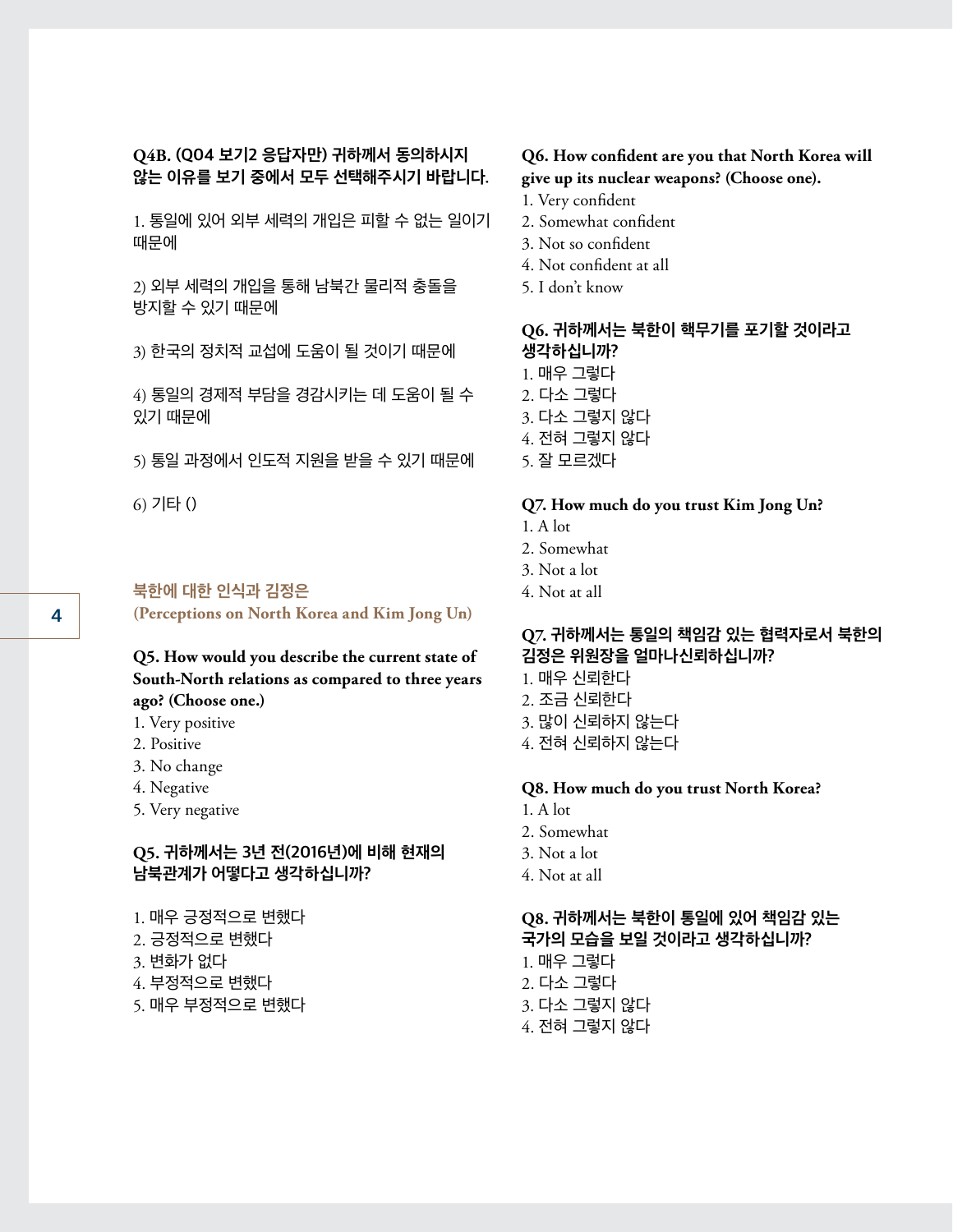**Q4B. (Q04 보기2 응답자만) 귀하께서 동의하시지 않는 이유를 보기 중에서 모두 선택해주시기 바랍니다.**

1. 통일에 있어 외부 세력의 개입은 피할 수 없는 일이기 때문에

2) 외부 세력의 개입을 통해 남북간 물리적 충돌을 방지할 수 있기 때문에

3) 한국의 정치적 교섭에 도움이 될 것이기 때문에

4) 통일의 경제적 부담을 경감시키는 데 도움이 될 수 있기 때문에

5) 통일 과정에서 인도적 지원을 받을 수 있기 때문에

6) 기타 ()

## 북한에 대한 인식과 김정은 (Perceptions on North Korea and Kim Jong Un)

**Q5. How would you describe the current state of South-North relations as compared to three years ago? (Choose one.)**

1. Very positive
2. Positive
3. No change
4. Negative
5. Very negative

**Q5. 귀하께서는 3년 전(2016년)에 비해 현재의 남북관계가 어떻다고 생각하십니까?**

1. 매우 긍정적으로 변했다
2. 긍정적으로 변했다
3. 변화가 없다
4. 부정적으로 변했다
5. 매우 부정적으로 변했다

**Q6. How confident are you that North Korea will give up its nuclear weapons? (Choose one).**

1. Very confident
2. Somewhat confident
3. Not so confident
4. Not confident at all
5. I don't know

**Q6. 귀하께서는 북한이 핵무기를 포기할 것이라고 생각하십니까?**

1. 매우 그렇다
2. 다소 그렇다
3. 다소 그렇지 않다
4. 전혀 그렇지 않다
5. 잘 모르겠다

**Q7. How much do you trust Kim Jong Un?**

1. A lot
2. Somewhat
3. Not a lot
4. Not at all

**Q7. 귀하께서는 통일의 책임감 있는 협력자로서 북한의 김정은 위원장을 얼마나신뢰하십니까?**

1. 매우 신뢰한다
2. 조금 신뢰한다
3. 많이 신뢰하지 않는다
4. 전혀 신뢰하지 않는다

**Q8. How much do you trust North Korea?**

1. A lot
2. Somewhat
3. Not a lot
4. Not at all

**Q8. 귀하께서는 북한이 통일에 있어 책임감 있는 국가의 모습을 보일 것이라고 생각하십니까?**

1. 매우 그렇다
2. 다소 그렇다
3. 다소 그렇지 않다
4. 전혀 그렇지 않다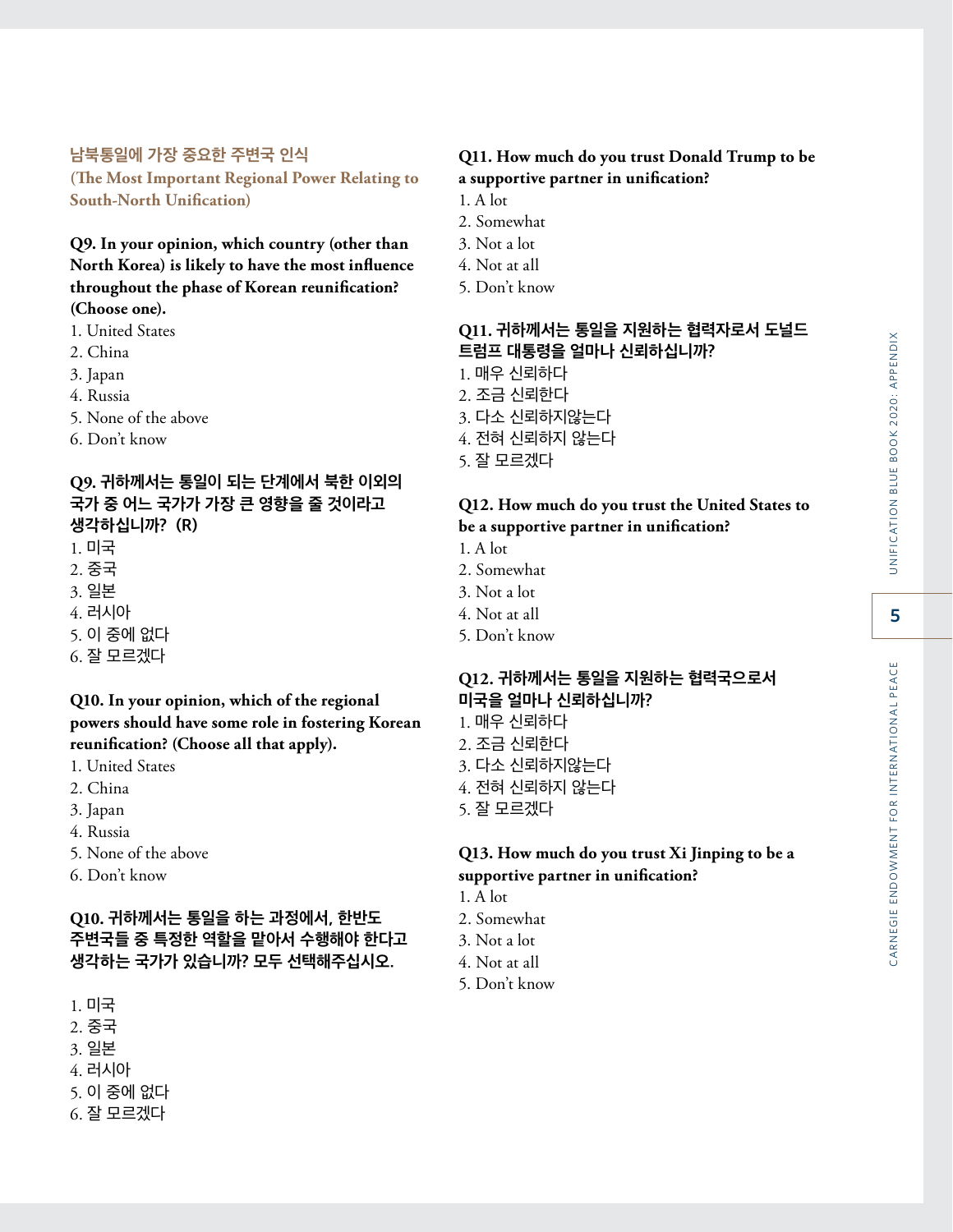## 남북통일에 가장 중요한 주변국 인식
## (The Most Important Regional Power Relating to South-North Unification)

**Q9. In your opinion, which country (other than North Korea) is likely to have the most influence throughout the phase of Korean reunification? (Choose one).**

1. United States
2. China
3. Japan
4. Russia
5. None of the above
6. Don't know

**Q9. 귀하께서는 통일이 되는 단계에서 북한 이외의 국가 중 어느 국가가 가장 큰 영향을 줄 것이라고 생각하십니까? (R)**

1. 미국
2. 중국
3. 일본
4. 러시아
5. 이 중에 없다
6. 잘 모르겠다

**Q10. In your opinion, which of the regional powers should have some role in fostering Korean reunification? (Choose all that apply).**

1. United States
2. China
3. Japan
4. Russia
5. None of the above
6. Don't know

**Q10. 귀하께서는 통일을 하는 과정에서, 한반도 주변국들 중 특정한 역할을 맡아서 수행해야 한다고 생각하는 국가가 있습니까? 모두 선택해주십시오.**

1. 미국
2. 중국
3. 일본
4. 러시아
5. 이 중에 없다
6. 잘 모르겠다

**Q11. How much do you trust Donald Trump to be a supportive partner in unification?**

1. A lot
2. Somewhat
3. Not a lot
4. Not at all
5. Don't know

**Q11. 귀하께서는 통일을 지원하는 협력자로서 도널드 트럼프 대통령을 얼마나 신뢰하십니까?**

1. 매우 신뢰하다
2. 조금 신뢰한다
3. 다소 신뢰하지않는다
4. 전혀 신뢰하지 않는다
5. 잘 모르겠다

**Q12. How much do you trust the United States to be a supportive partner in unification?**

1. A lot
2. Somewhat
3. Not a lot
4. Not at all
5. Don't know

**Q12. 귀하께서는 통일을 지원하는 협력국으로서 미국을 얼마나 신뢰하십니까?**

1. 매우 신뢰하다
2. 조금 신뢰한다
3. 다소 신뢰하지않는다
4. 전혀 신뢰하지 않는다
5. 잘 모르겠다

**Q13. How much do you trust Xi Jinping to be a supportive partner in unification?**

1. A lot
2. Somewhat
3. Not a lot
4. Not at all
5. Don't know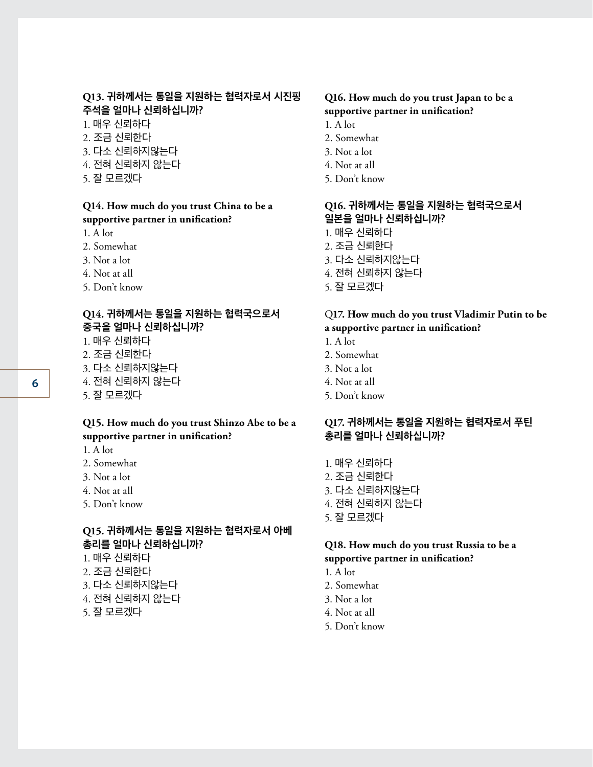**Q13. 귀하께서는 통일을 지원하는 협력자로서 시진핑 주석을 얼마나 신뢰하십니까?**

1. 매우 신뢰하다
2. 조금 신뢰한다
3. 다소 신뢰하지않는다
4. 전혀 신뢰하지 않는다
5. 잘 모르겠다

**Q14. How much do you trust China to be a supportive partner in unification?**

1. A lot
2. Somewhat
3. Not a lot
4. Not at all
5. Don't know

**Q14. 귀하께서는 통일을 지원하는 협력국으로서 중국을 얼마나 신뢰하십니까?**

1. 매우 신뢰하다
2. 조금 신뢰한다
3. 다소 신뢰하지않는다
4. 전혀 신뢰하지 않는다
5. 잘 모르겠다

**Q15. How much do you trust Shinzo Abe to be a supportive partner in unification?**

1. A lot
2. Somewhat
3. Not a lot
4. Not at all
5. Don't know

**Q15. 귀하께서는 통일을 지원하는 협력자로서 아베 총리를 얼마나 신뢰하십니까?**

1. 매우 신뢰하다
2. 조금 신뢰한다
3. 다소 신뢰하지않는다
4. 전혀 신뢰하지 않는다
5. 잘 모르겠다

**Q16. How much do you trust Japan to be a supportive partner in unification?**

1. A lot
2. Somewhat
3. Not a lot
4. Not at all
5. Don't know

**Q16. 귀하께서는 통일을 지원하는 협력국으로서 일본을 얼마나 신뢰하십니까?**

1. 매우 신뢰하다
2. 조금 신뢰한다
3. 다소 신뢰하지않는다
4. 전혀 신뢰하지 않는다
5. 잘 모르겠다

**Q17. How much do you trust Vladimir Putin to be a supportive partner in unification?**

1. A lot
2. Somewhat
3. Not a lot
4. Not at all
5. Don't know

**Q17. 귀하께서는 통일을 지원하는 협력자로서 푸틴 총리를 얼마나 신뢰하십니까?**

1. 매우 신뢰하다
2. 조금 신뢰한다
3. 다소 신뢰하지않는다
4. 전혀 신뢰하지 않는다
5. 잘 모르겠다

**Q18. How much do you trust Russia to be a supportive partner in unification?**

1. A lot
2. Somewhat
3. Not a lot
4. Not at all
5. Don't know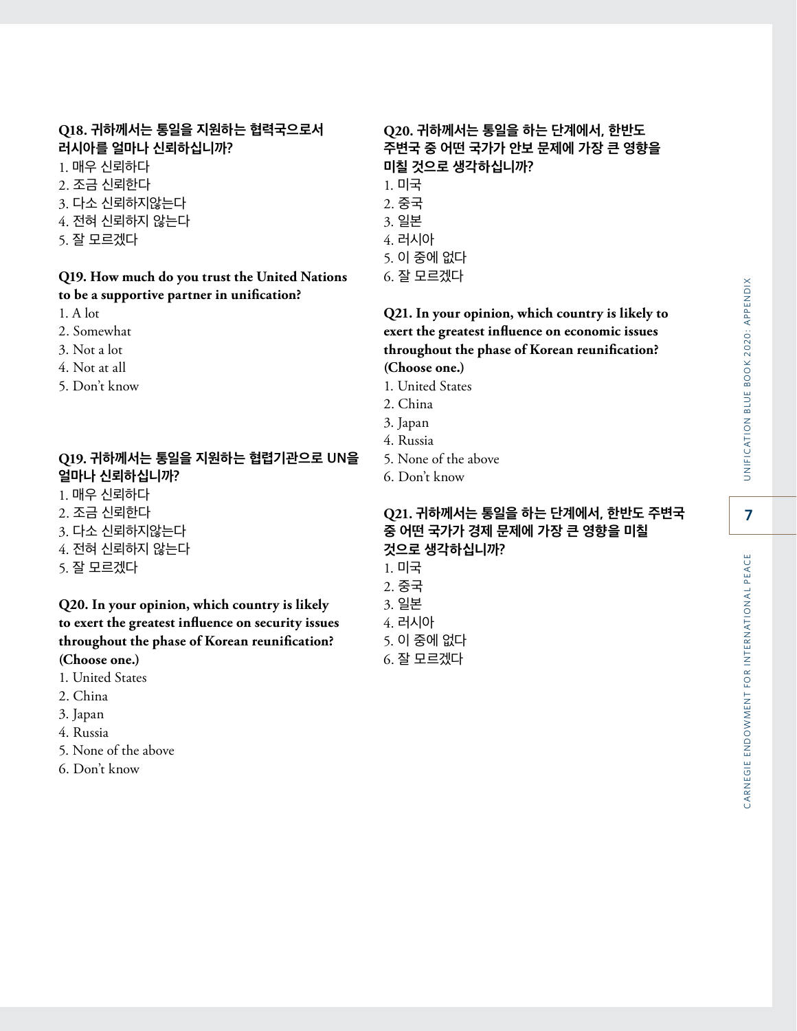**Q18. 귀하께서는 통일을 지원하는 협력국으로서 러시아를 얼마나 신뢰하십니까?**

1. 매우 신뢰하다
2. 조금 신뢰한다
3. 다소 신뢰하지않는다
4. 전혀 신뢰하지 않는다
5. 잘 모르겠다

**Q19. How much do you trust the United Nations to be a supportive partner in unification?**

1. A lot
2. Somewhat
3. Not a lot
4. Not at all
5. Don't know

**Q19. 귀하께서는 통일을 지원하는 협렵기관으로 UN을 얼마나 신뢰하십니까?**

1. 매우 신뢰하다
2. 조금 신뢰한다
3. 다소 신뢰하지않는다
4. 전혀 신뢰하지 않는다
5. 잘 모르겠다

**Q20. In your opinion, which country is likely to exert the greatest influence on security issues throughout the phase of Korean reunification? (Choose one.)**

1. United States
2. China
3. Japan
4. Russia
5. None of the above
6. Don't know

**Q20. 귀하께서는 통일을 하는 단계에서, 한반도 주변국 중 어떤 국가가 안보 문제에 가장 큰 영향을 미칠 것으로 생각하십니까?**

1. 미국
2. 중국
3. 일본
4. 러시아
5. 이 중에 없다
6. 잘 모르겠다

**Q21. In your opinion, which country is likely to exert the greatest influence on economic issues throughout the phase of Korean reunification? (Choose one.)**

1. United States
2. China
3. Japan
4. Russia
5. None of the above
6. Don't know

**Q21. 귀하께서는 통일을 하는 단계에서, 한반도 주변국 중 어떤 국가가 경제 문제에 가장 큰 영향을 미칠 것으로 생각하십니까?**

1. 미국
2. 중국
3. 일본
4. 러시아
5. 이 중에 없다
6. 잘 모르겠다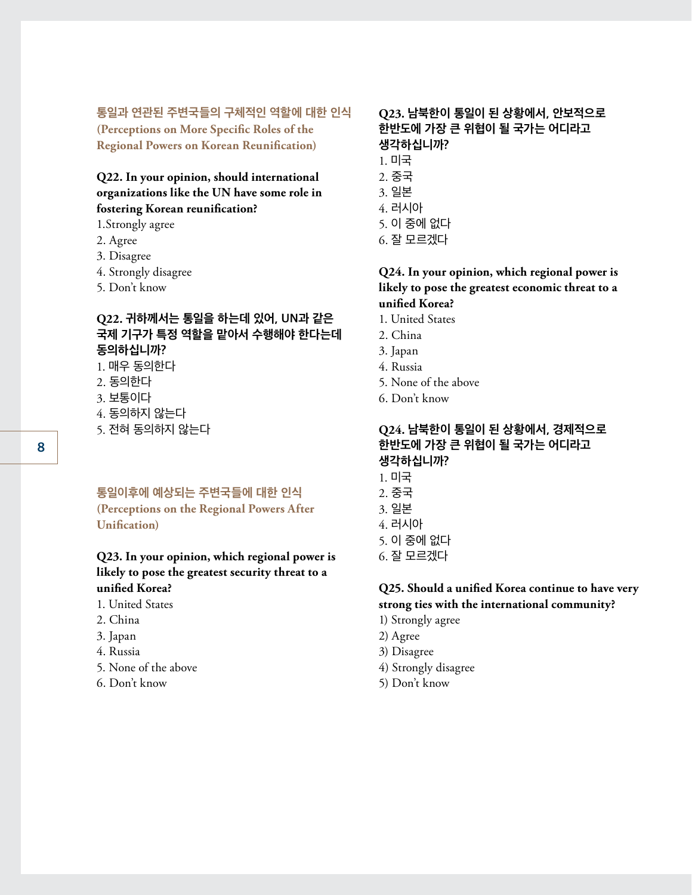## 통일과 연관된 주변국들의 구체적인 역할에 대한 인식 (Perceptions on More Specific Roles of the Regional Powers on Korean Reunification)

**Q22. In your opinion, should international organizations like the UN have some role in fostering Korean reunification?**

1.Strongly agree
2. Agree
3. Disagree
4. Strongly disagree
5. Don't know

**Q22. 귀하께서는 통일을 하는데 있어, UN과 같은 국제 기구가 특정 역할을 맡아서 수행해야 한다는데 동의하십니까?**

1. 매우 동의한다
2. 동의한다
3. 보통이다
4. 동의하지 않는다
5. 전혀 동의하지 않는다

## 통일이후에 예상되는 주변국들에 대한 인식 (Perceptions on the Regional Powers After Unification)

**Q23. In your opinion, which regional power is likely to pose the greatest security threat to a unified Korea?**

1. United States
2. China
3. Japan
4. Russia
5. None of the above
6. Don't know

**Q23. 남북한이 통일이 된 상황에서, 안보적으로 한반도에 가장 큰 위협이 될 국가는 어디라고 생각하십니까?**

1. 미국
2. 중국
3. 일본
4. 러시아
5. 이 중에 없다
6. 잘 모르겠다

**Q24. In your opinion, which regional power is likely to pose the greatest economic threat to a unified Korea?**

1. United States
2. China
3. Japan
4. Russia
5. None of the above
6. Don't know

**Q24. 남북한이 통일이 된 상황에서, 경제적으로 한반도에 가장 큰 위협이 될 국가는 어디라고 생각하십니까?**

1. 미국
2. 중국
3. 일본
4. 러시아
5. 이 중에 없다
6. 잘 모르겠다

**Q25. Should a unified Korea continue to have very strong ties with the international community?**

1) Strongly agree
2) Agree
3) Disagree
4) Strongly disagree
5) Don't know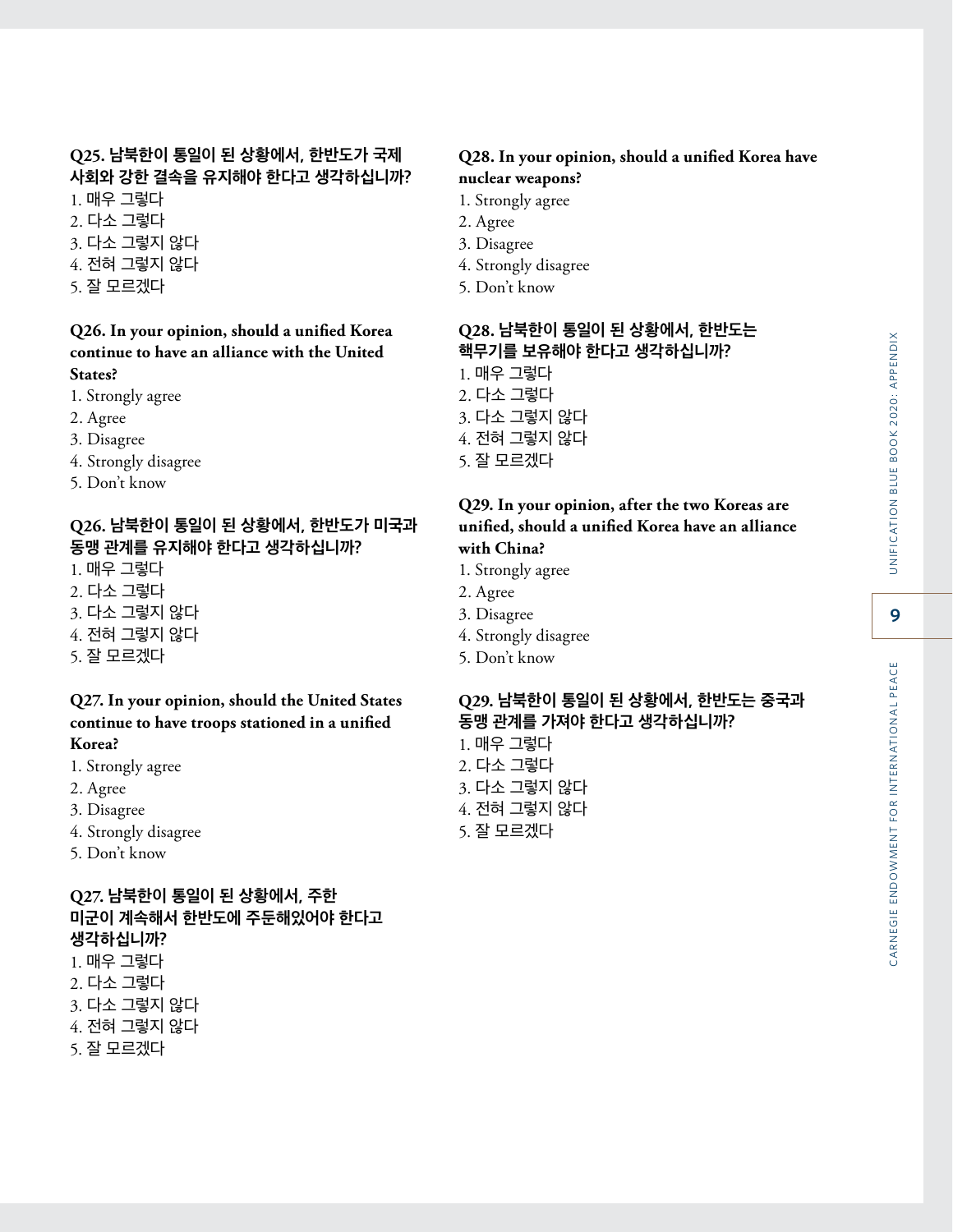**Q25. 남북한이 통일이 된 상황에서, 한반도가 국제 사회와 강한 결속을 유지해야 한다고 생각하십니까?**

1. 매우 그렇다
2. 다소 그렇다
3. 다소 그렇지 않다
4. 전혀 그렇지 않다
5. 잘 모르겠다

**Q26. In your opinion, should a unified Korea continue to have an alliance with the United States?**

1. Strongly agree
2. Agree
3. Disagree
4. Strongly disagree
5. Don't know

**Q26. 남북한이 통일이 된 상황에서, 한반도가 미국과 동맹 관계를 유지해야 한다고 생각하십니까?**

1. 매우 그렇다
2. 다소 그렇다
3. 다소 그렇지 않다
4. 전혀 그렇지 않다
5. 잘 모르겠다

**Q27. In your opinion, should the United States continue to have troops stationed in a unified Korea?**

1. Strongly agree
2. Agree
3. Disagree
4. Strongly disagree
5. Don't know

**Q27. 남북한이 통일이 된 상황에서, 주한 미군이 계속해서 한반도에 주둔해있어야 한다고 생각하십니까?**

1. 매우 그렇다
2. 다소 그렇다
3. 다소 그렇지 않다
4. 전혀 그렇지 않다
5. 잘 모르겠다

**Q28. In your opinion, should a unified Korea have nuclear weapons?**

1. Strongly agree
2. Agree
3. Disagree
4. Strongly disagree
5. Don't know

**Q28. 남북한이 통일이 된 상황에서, 한반도는 핵무기를 보유해야 한다고 생각하십니까?**

1. 매우 그렇다
2. 다소 그렇다
3. 다소 그렇지 않다
4. 전혀 그렇지 않다
5. 잘 모르겠다

**Q29. In your opinion, after the two Koreas are unified, should a unified Korea have an alliance with China?**

1. Strongly agree
2. Agree
3. Disagree
4. Strongly disagree
5. Don't know

**Q29. 남북한이 통일이 된 상황에서, 한반도는 중국과 동맹 관계를 가져야 한다고 생각하십니까?**

1. 매우 그렇다
2. 다소 그렇다
3. 다소 그렇지 않다
4. 전혀 그렇지 않다
5. 잘 모르겠다